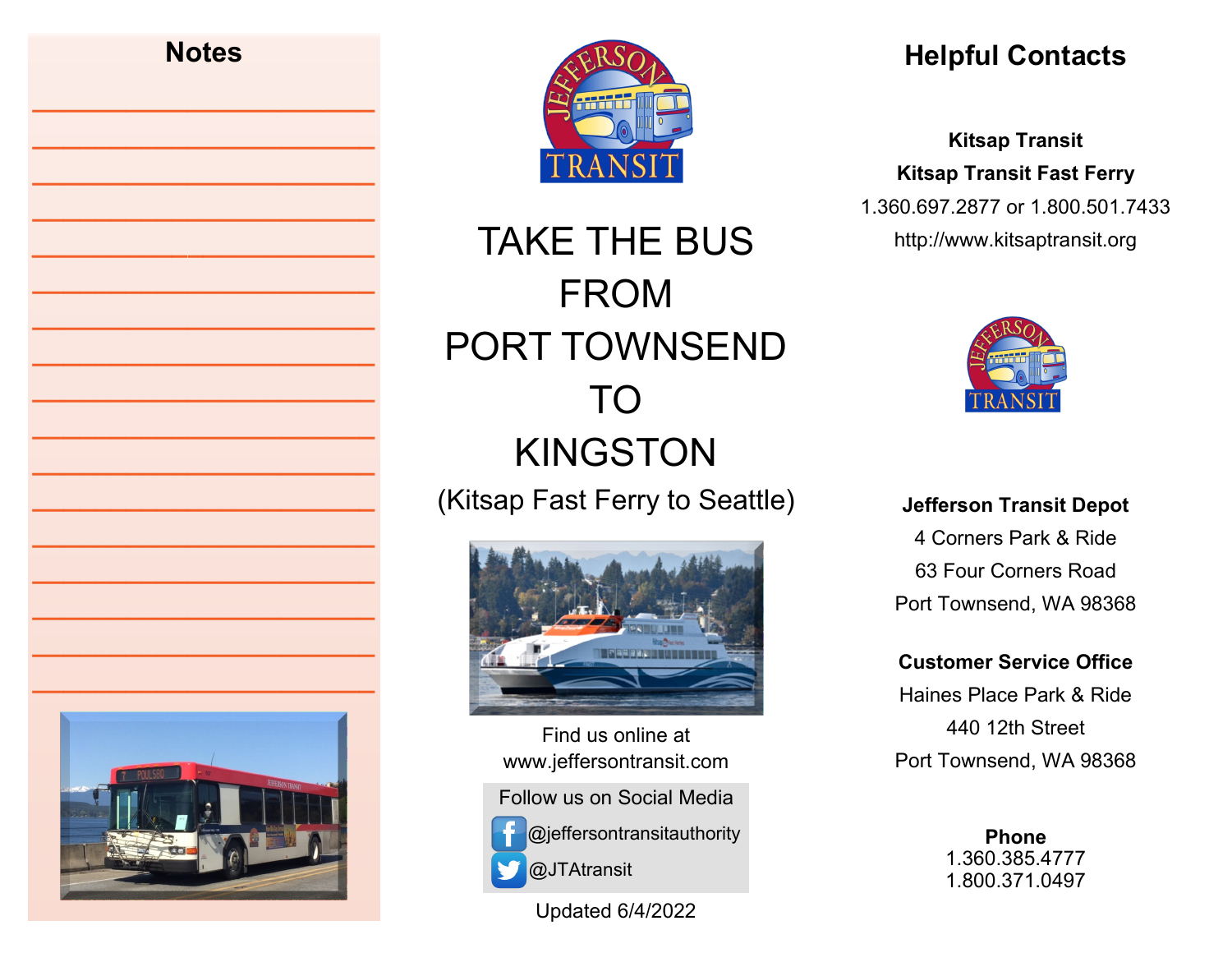## Notes

# TAKE THE BUS FROM PORT TOWNSEND TO KINGSTON

(Kitsap Fast Ferry to Seattle)

Find us online at
www.jeffersontransit.com

Follow us on Social Media

@jeffersontransitauthority

@JTAtransit

Updated 6/4/2022

## Helpful Contacts

**Kitsap Transit**
**Kitsap Transit Fast Ferry**
1.360.697.2877 or 1.800.501.7433
http://www.kitsaptransit.org

**Jefferson Transit Depot**
4 Corners Park & Ride
63 Four Corners Road
Port Townsend, WA 98368

**Customer Service Office**
Haines Place Park & Ride
440 12th Street
Port Townsend, WA 98368

**Phone**
1.360.385.4777
1.800.371.0497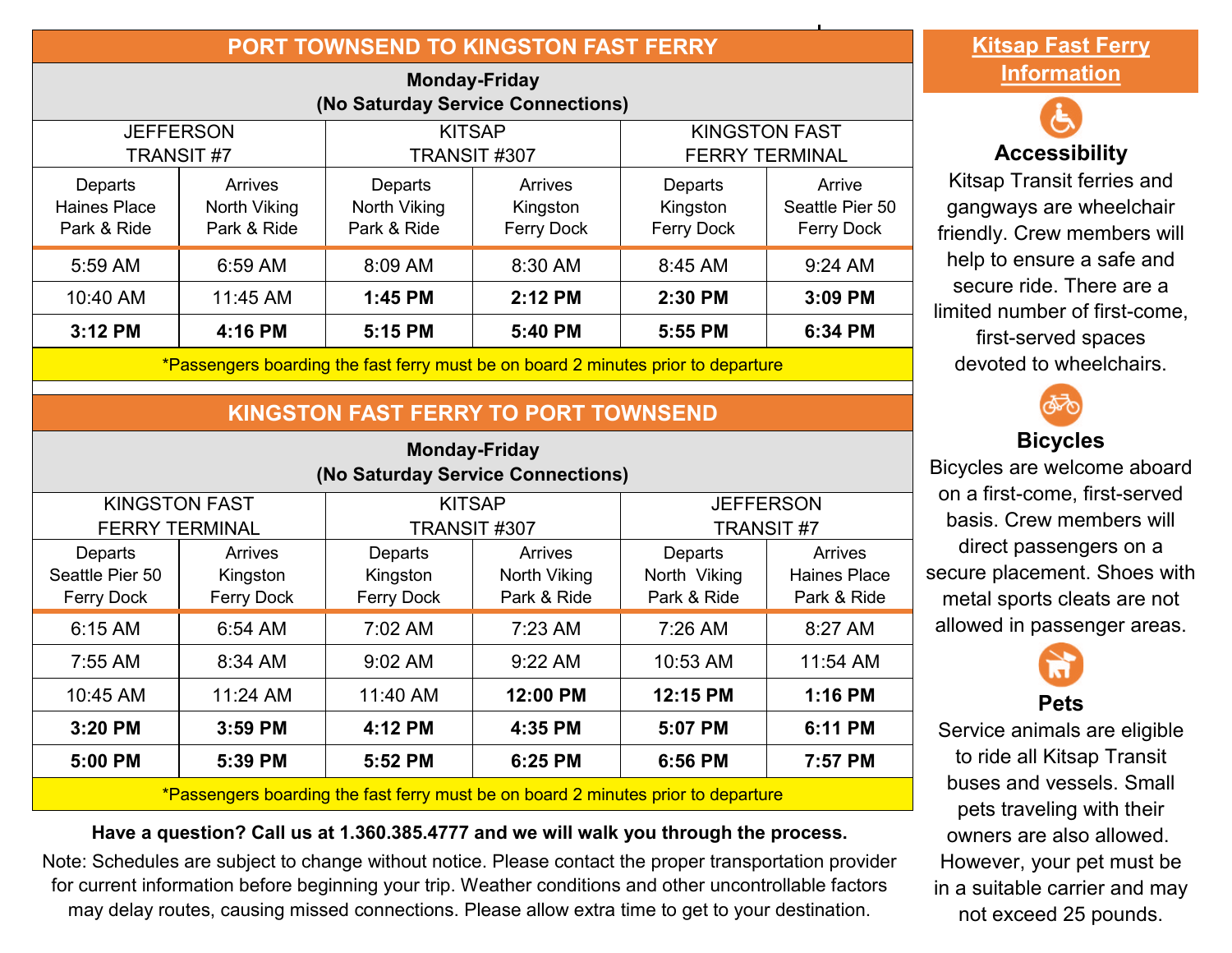## PORT TOWNSEND TO KINGSTON FAST FERRY

**Monday-Friday**
**(No Saturday Service Connections)**

| JEFFERSON TRANSIT #7 | | KITSAP TRANSIT #307 | | KINGSTON FAST FERRY TERMINAL | |
|---|---|---|---|---|---|
| Departs Haines Place Park & Ride | Arrives North Viking Park & Ride | Departs North Viking Park & Ride | Arrives Kingston Ferry Dock | Departs Kingston Ferry Dock | Arrive Seattle Pier 50 Ferry Dock |
| 5:59 AM | 6:59 AM | 8:09 AM | 8:30 AM | 8:45 AM | 9:24 AM |
| 10:40 AM | 11:45 AM | **1:45 PM** | **2:12 PM** | **2:30 PM** | **3:09 PM** |
| **3:12 PM** | **4:16 PM** | **5:15 PM** | **5:40 PM** | **5:55 PM** | **6:34 PM** |

*Passengers boarding the fast ferry must be on board 2 minutes prior to departure

## KINGSTON FAST FERRY TO PORT TOWNSEND

**Monday-Friday**
**(No Saturday Service Connections)**

| KINGSTON FAST FERRY TERMINAL | | KITSAP TRANSIT #307 | | JEFFERSON TRANSIT #7 | |
|---|---|---|---|---|---|
| Departs Seattle Pier 50 Ferry Dock | Arrives Kingston Ferry Dock | Departs Kingston Ferry Dock | Arrives North Viking Park & Ride | Departs North Viking Park & Ride | Arrives Haines Place Park & Ride |
| 6:15 AM | 6:54 AM | 7:02 AM | 7:23 AM | 7:26 AM | 8:27 AM |
| 7:55 AM | 8:34 AM | 9:02 AM | 9:22 AM | 10:53 AM | 11:54 AM |
| 10:45 AM | 11:24 AM | 11:40 AM | **12:00 PM** | **12:15 PM** | **1:16 PM** |
| **3:20 PM** | **3:59 PM** | **4:12 PM** | **4:35 PM** | **5:07 PM** | **6:11 PM** |
| **5:00 PM** | **5:39 PM** | **5:52 PM** | **6:25 PM** | **6:56 PM** | **7:57 PM** |

*Passengers boarding the fast ferry must be on board 2 minutes prior to departure

**Have a question? Call us at 1.360.385.4777 and we will walk you through the process.**

Note: Schedules are subject to change without notice. Please contact the proper transportation provider for current information before beginning your trip. Weather conditions and other uncontrollable factors may delay routes, causing missed connections. Please allow extra time to get to your destination.

## Kitsap Fast Ferry Information

### Accessibility

Kitsap Transit ferries and gangways are wheelchair friendly. Crew members will help to ensure a safe and secure ride. There are a limited number of first-come, first-served spaces devoted to wheelchairs.

### Bicycles

Bicycles are welcome aboard on a first-come, first-served basis. Crew members will direct passengers on a secure placement. Shoes with metal sports cleats are not allowed in passenger areas.

### Pets

Service animals are eligible to ride all Kitsap Transit buses and vessels. Small pets traveling with their owners are also allowed. However, your pet must be in a suitable carrier and may not exceed 25 pounds.